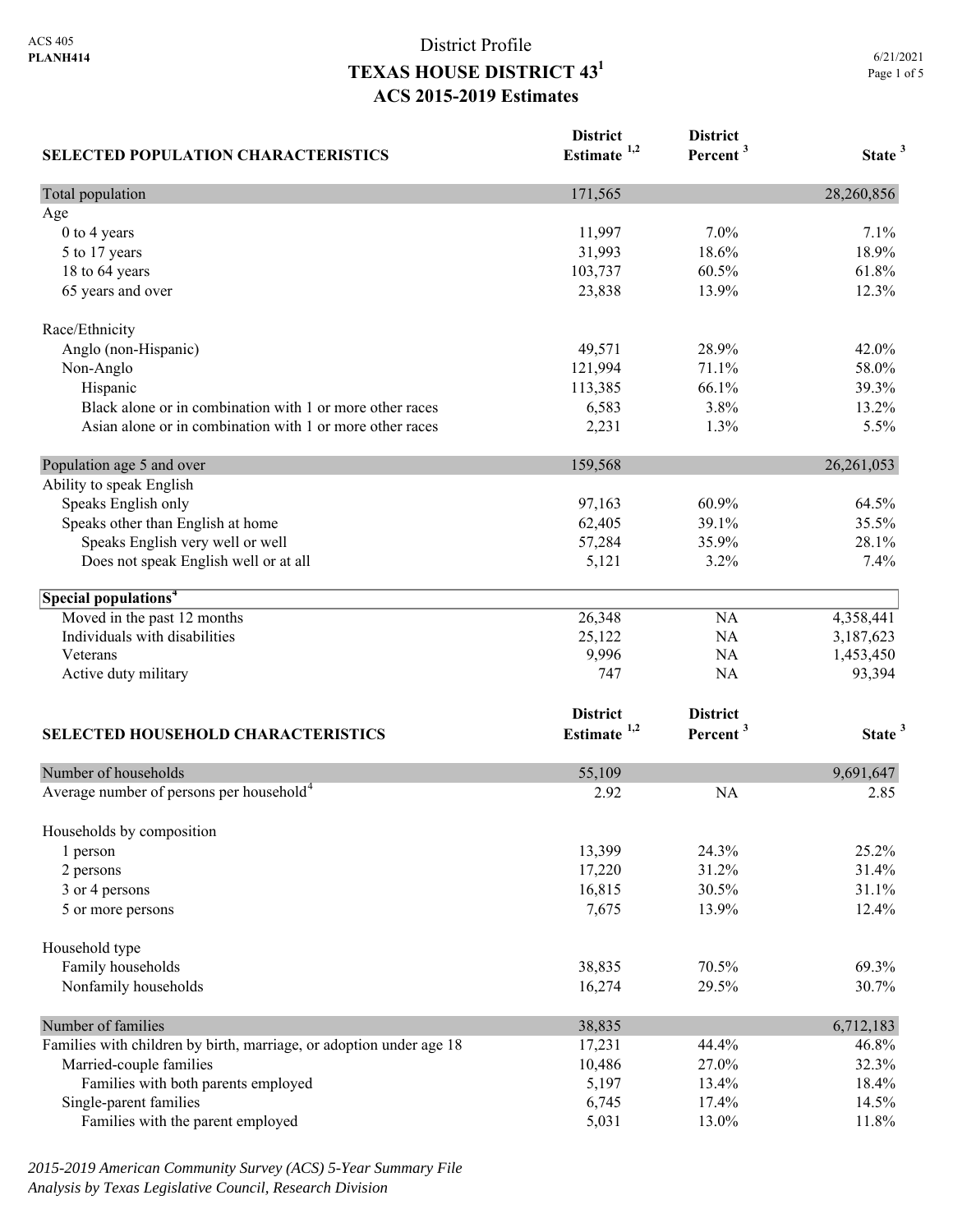ACS 405
**PLANH414**

# District Profile
## TEXAS HOUSE DISTRICT 43[1]
## ACS 2015-2019 Estimates

6/21/2021

| SELECTED POPULATION CHARACTERISTICS | District Estimate [1,2] | District Percent [3] | State [3] |
|---|---|---|---|
| Total population | 171,565 | | 28,260,856 |
| Age | | | |
| 0 to 4 years | 11,997 | 7.0% | 7.1% |
| 5 to 17 years | 31,993 | 18.6% | 18.9% |
| 18 to 64 years | 103,737 | 60.5% | 61.8% |
| 65 years and over | 23,838 | 13.9% | 12.3% |
| Race/Ethnicity | | | |
| Anglo (non-Hispanic) | 49,571 | 28.9% | 42.0% |
| Non-Anglo | 121,994 | 71.1% | 58.0% |
| Hispanic | 113,385 | 66.1% | 39.3% |
| Black alone or in combination with 1 or more other races | 6,583 | 3.8% | 13.2% |
| Asian alone or in combination with 1 or more other races | 2,231 | 1.3% | 5.5% |
| Population age 5 and over | 159,568 | | 26,261,053 |
| Ability to speak English | | | |
| Speaks English only | 97,163 | 60.9% | 64.5% |
| Speaks other than English at home | 62,405 | 39.1% | 35.5% |
| Speaks English very well or well | 57,284 | 35.9% | 28.1% |
| Does not speak English well or at all | 5,121 | 3.2% | 7.4% |
| **Special populations[4]** | | | |
| Moved in the past 12 months | 26,348 | NA | 4,358,441 |
| Individuals with disabilities | 25,122 | NA | 3,187,623 |
| Veterans | 9,996 | NA | 1,453,450 |
| Active duty military | 747 | NA | 93,394 |

| SELECTED HOUSEHOLD CHARACTERISTICS | District Estimate [1,2] | District Percent [3] | State [3] |
|---|---|---|---|
| Number of households | 55,109 | | 9,691,647 |
| Average number of persons per household[4] | 2.92 | NA | 2.85 |
| Households by composition | | | |
| 1 person | 13,399 | 24.3% | 25.2% |
| 2 persons | 17,220 | 31.2% | 31.4% |
| 3 or 4 persons | 16,815 | 30.5% | 31.1% |
| 5 or more persons | 7,675 | 13.9% | 12.4% |
| Household type | | | |
| Family households | 38,835 | 70.5% | 69.3% |
| Nonfamily households | 16,274 | 29.5% | 30.7% |
| Number of families | 38,835 | | 6,712,183 |
| Families with children by birth, marriage, or adoption under age 18 | 17,231 | 44.4% | 46.8% |
| Married-couple families | 10,486 | 27.0% | 32.3% |
| Families with both parents employed | 5,197 | 13.4% | 18.4% |
| Single-parent families | 6,745 | 17.4% | 14.5% |
| Families with the parent employed | 5,031 | 13.0% | 11.8% |

*2015-2019 American Community Survey (ACS) 5-Year Summary File*
*Analysis by Texas Legislative Council, Research Division*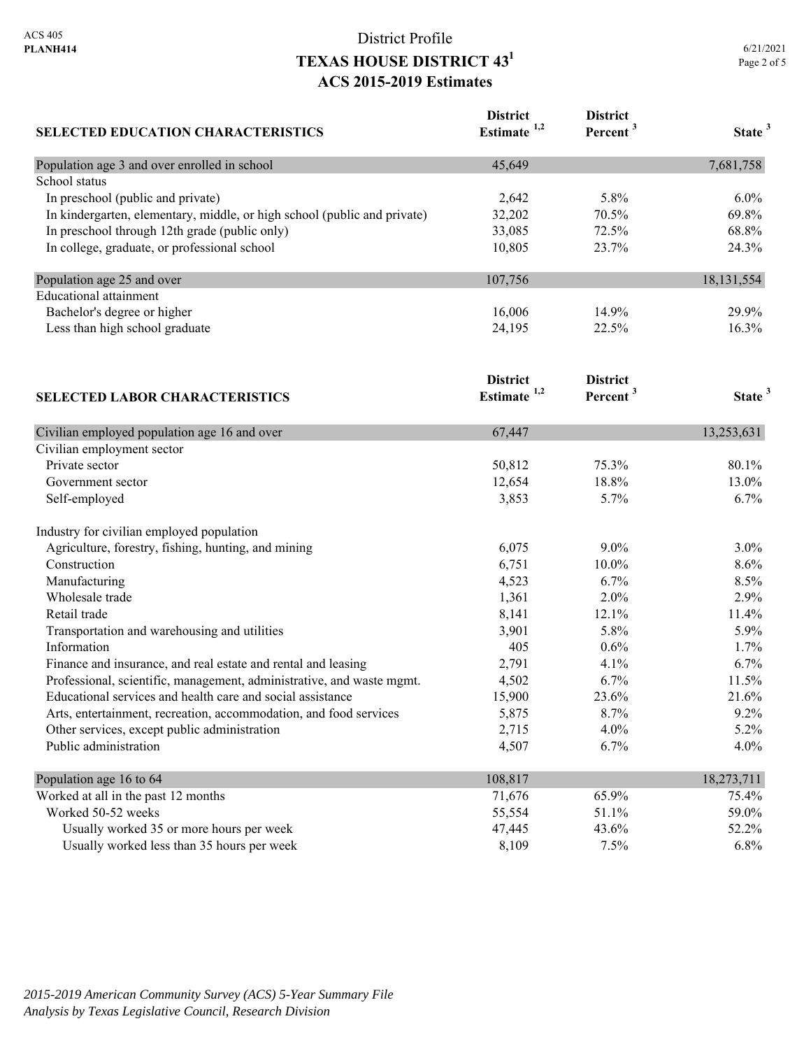# District Profile
## TEXAS HOUSE DISTRICT 43[1]
## ACS 2015-2019 Estimates

| SELECTED EDUCATION CHARACTERISTICS | District Estimate [1,2] | District Percent [3] | State [3] |
|---|---|---|---|
| Population age 3 and over enrolled in school | 45,649 | | 7,681,758 |
| School status | | | |
| In preschool (public and private) | 2,642 | 5.8% | 6.0% |
| In kindergarten, elementary, middle, or high school (public and private) | 32,202 | 70.5% | 69.8% |
| In preschool through 12th grade (public only) | 33,085 | 72.5% | 68.8% |
| In college, graduate, or professional school | 10,805 | 23.7% | 24.3% |
| Population age 25 and over | 107,756 | | 18,131,554 |
| Educational attainment | | | |
| Bachelor's degree or higher | 16,006 | 14.9% | 29.9% |
| Less than high school graduate | 24,195 | 22.5% | 16.3% |

| SELECTED LABOR CHARACTERISTICS | District Estimate [1,2] | District Percent [3] | State [3] |
|---|---|---|---|
| Civilian employed population age 16 and over | 67,447 | | 13,253,631 |
| Civilian employment sector | | | |
| Private sector | 50,812 | 75.3% | 80.1% |
| Government sector | 12,654 | 18.8% | 13.0% |
| Self-employed | 3,853 | 5.7% | 6.7% |
| Industry for civilian employed population | | | |
| Agriculture, forestry, fishing, hunting, and mining | 6,075 | 9.0% | 3.0% |
| Construction | 6,751 | 10.0% | 8.6% |
| Manufacturing | 4,523 | 6.7% | 8.5% |
| Wholesale trade | 1,361 | 2.0% | 2.9% |
| Retail trade | 8,141 | 12.1% | 11.4% |
| Transportation and warehousing and utilities | 3,901 | 5.8% | 5.9% |
| Information | 405 | 0.6% | 1.7% |
| Finance and insurance, and real estate and rental and leasing | 2,791 | 4.1% | 6.7% |
| Professional, scientific, management, administrative, and waste mgmt. | 4,502 | 6.7% | 11.5% |
| Educational services and health care and social assistance | 15,900 | 23.6% | 21.6% |
| Arts, entertainment, recreation, accommodation, and food services | 5,875 | 8.7% | 9.2% |
| Other services, except public administration | 2,715 | 4.0% | 5.2% |
| Public administration | 4,507 | 6.7% | 4.0% |
| Population age 16 to 64 | 108,817 | | 18,273,711 |
| Worked at all in the past 12 months | 71,676 | 65.9% | 75.4% |
| Worked 50-52 weeks | 55,554 | 51.1% | 59.0% |
| Usually worked 35 or more hours per week | 47,445 | 43.6% | 52.2% |
| Usually worked less than 35 hours per week | 8,109 | 7.5% | 6.8% |

*2015-2019 American Community Survey (ACS) 5-Year Summary File*
*Analysis by Texas Legislative Council, Research Division*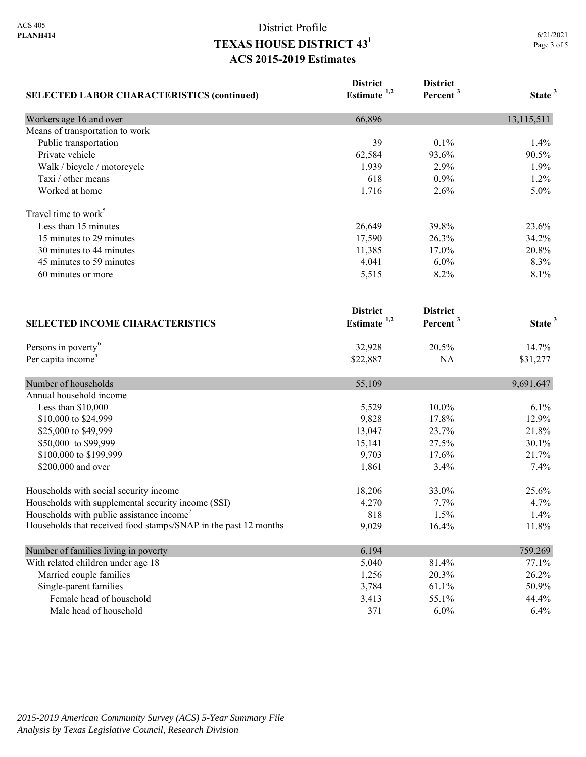# District Profile
## TEXAS HOUSE DISTRICT 43[1]
## ACS 2015-2019 Estimates

| SELECTED LABOR CHARACTERISTICS (continued) | District Estimate [1,2] | District Percent [3] | State [3] |
|---|---|---|---|
| Workers age 16 and over | 66,896 | | 13,115,511 |
| Means of transportation to work | | | |
| Public transportation | 39 | 0.1% | 1.4% |
| Private vehicle | 62,584 | 93.6% | 90.5% |
| Walk / bicycle / motorcycle | 1,939 | 2.9% | 1.9% |
| Taxi / other means | 618 | 0.9% | 1.2% |
| Worked at home | 1,716 | 2.6% | 5.0% |
| Travel time to work[5] | | | |
| Less than 15 minutes | 26,649 | 39.8% | 23.6% |
| 15 minutes to 29 minutes | 17,590 | 26.3% | 34.2% |
| 30 minutes to 44 minutes | 11,385 | 17.0% | 20.8% |
| 45 minutes to 59 minutes | 4,041 | 6.0% | 8.3% |
| 60 minutes or more | 5,515 | 8.2% | 8.1% |

| SELECTED INCOME CHARACTERISTICS | District Estimate [1,2] | District Percent [3] | State [3] |
|---|---|---|---|
| Persons in poverty[6] | 32,928 | 20.5% | 14.7% |
| Per capita income[4] | $22,887 | NA | $31,277 |
| Number of households | 55,109 | | 9,691,647 |
| Annual household income | | | |
| Less than $10,000 | 5,529 | 10.0% | 6.1% |
| $10,000 to $24,999 | 9,828 | 17.8% | 12.9% |
| $25,000 to $49,999 | 13,047 | 23.7% | 21.8% |
| $50,000 to $99,999 | 15,141 | 27.5% | 30.1% |
| $100,000 to $199,999 | 9,703 | 17.6% | 21.7% |
| $200,000 and over | 1,861 | 3.4% | 7.4% |
| Households with social security income | 18,206 | 33.0% | 25.6% |
| Households with supplemental security income (SSI) | 4,270 | 7.7% | 4.7% |
| Households with public assistance income[7] | 818 | 1.5% | 1.4% |
| Households that received food stamps/SNAP in the past 12 months | 9,029 | 16.4% | 11.8% |
| Number of families living in poverty | 6,194 | | 759,269 |
| With related children under age 18 | 5,040 | 81.4% | 77.1% |
| Married couple families | 1,256 | 20.3% | 26.2% |
| Single-parent families | 3,784 | 61.1% | 50.9% |
| Female head of household | 3,413 | 55.1% | 44.4% |
| Male head of household | 371 | 6.0% | 6.4% |

*2015-2019 American Community Survey (ACS) 5-Year Summary File*
*Analysis by Texas Legislative Council, Research Division*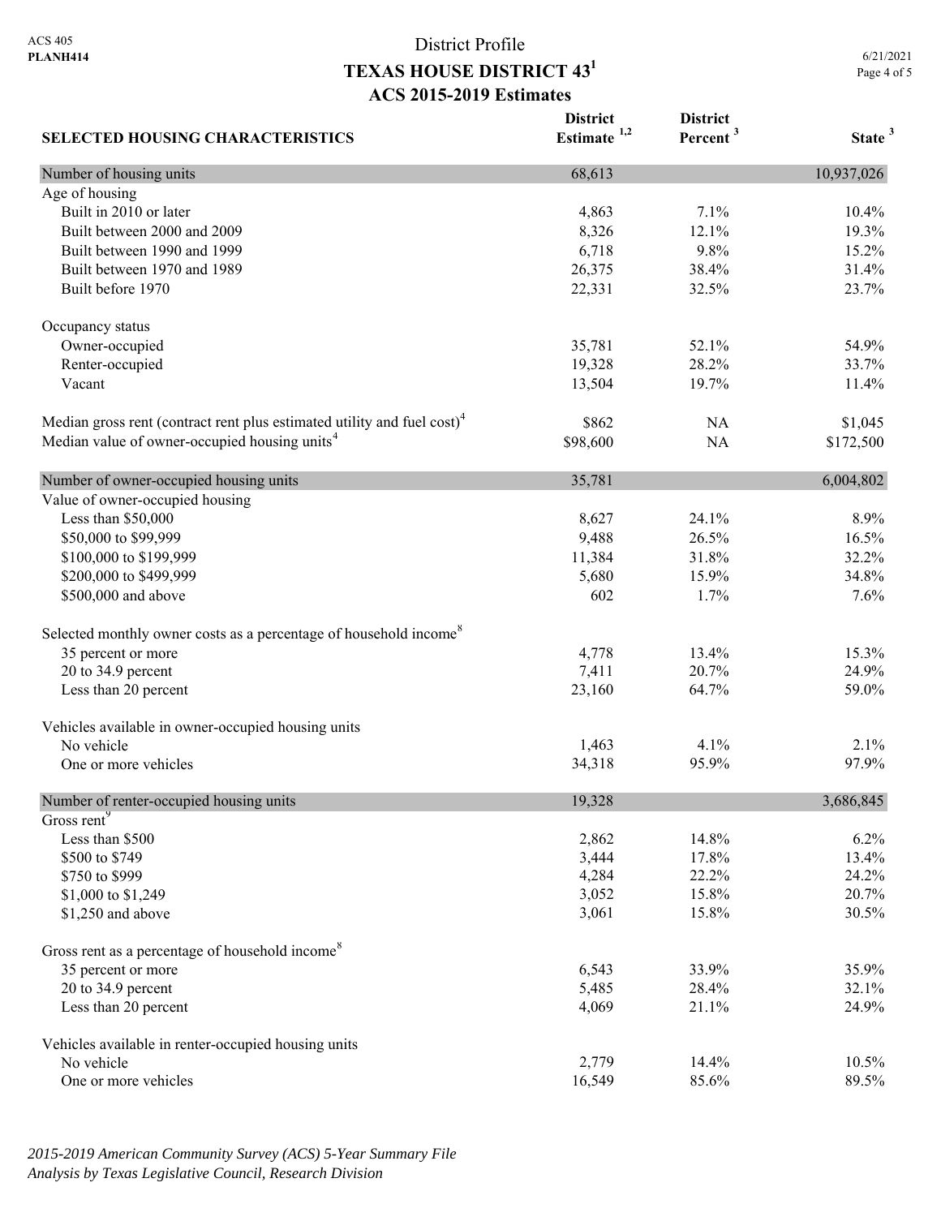ACS 405
**PLANH414**

# District Profile
## TEXAS HOUSE DISTRICT 43[1]
### ACS 2015-2019 Estimates

6/21/2021

| SELECTED HOUSING CHARACTERISTICS | District Estimate [1,2] | District Percent [3] | State [3] |
|---|---|---|---|
| Number of housing units | 68,613 | | 10,937,026 |
| Age of housing | | | |
| Built in 2010 or later | 4,863 | 7.1% | 10.4% |
| Built between 2000 and 2009 | 8,326 | 12.1% | 19.3% |
| Built between 1990 and 1999 | 6,718 | 9.8% | 15.2% |
| Built between 1970 and 1989 | 26,375 | 38.4% | 31.4% |
| Built before 1970 | 22,331 | 32.5% | 23.7% |
| Occupancy status | | | |
| Owner-occupied | 35,781 | 52.1% | 54.9% |
| Renter-occupied | 19,328 | 28.2% | 33.7% |
| Vacant | 13,504 | 19.7% | 11.4% |
| Median gross rent (contract rent plus estimated utility and fuel cost)[4] | $862 | NA | $1,045 |
| Median value of owner-occupied housing units[4] | $98,600 | NA | $172,500 |
| Number of owner-occupied housing units | 35,781 | | 6,004,802 |
| Value of owner-occupied housing | | | |
| Less than $50,000 | 8,627 | 24.1% | 8.9% |
| $50,000 to $99,999 | 9,488 | 26.5% | 16.5% |
| $100,000 to $199,999 | 11,384 | 31.8% | 32.2% |
| $200,000 to $499,999 | 5,680 | 15.9% | 34.8% |
| $500,000 and above | 602 | 1.7% | 7.6% |
| Selected monthly owner costs as a percentage of household income[8] | | | |
| 35 percent or more | 4,778 | 13.4% | 15.3% |
| 20 to 34.9 percent | 7,411 | 20.7% | 24.9% |
| Less than 20 percent | 23,160 | 64.7% | 59.0% |
| Vehicles available in owner-occupied housing units | | | |
| No vehicle | 1,463 | 4.1% | 2.1% |
| One or more vehicles | 34,318 | 95.9% | 97.9% |
| Number of renter-occupied housing units | 19,328 | | 3,686,845 |
| Gross rent[9] | | | |
| Less than $500 | 2,862 | 14.8% | 6.2% |
| $500 to $749 | 3,444 | 17.8% | 13.4% |
| $750 to $999 | 4,284 | 22.2% | 24.2% |
| $1,000 to $1,249 | 3,052 | 15.8% | 20.7% |
| $1,250 and above | 3,061 | 15.8% | 30.5% |
| Gross rent as a percentage of household income[8] | | | |
| 35 percent or more | 6,543 | 33.9% | 35.9% |
| 20 to 34.9 percent | 5,485 | 28.4% | 32.1% |
| Less than 20 percent | 4,069 | 21.1% | 24.9% |
| Vehicles available in renter-occupied housing units | | | |
| No vehicle | 2,779 | 14.4% | 10.5% |
| One or more vehicles | 16,549 | 85.6% | 89.5% |

*2015-2019 American Community Survey (ACS) 5-Year Summary File*
*Analysis by Texas Legislative Council, Research Division*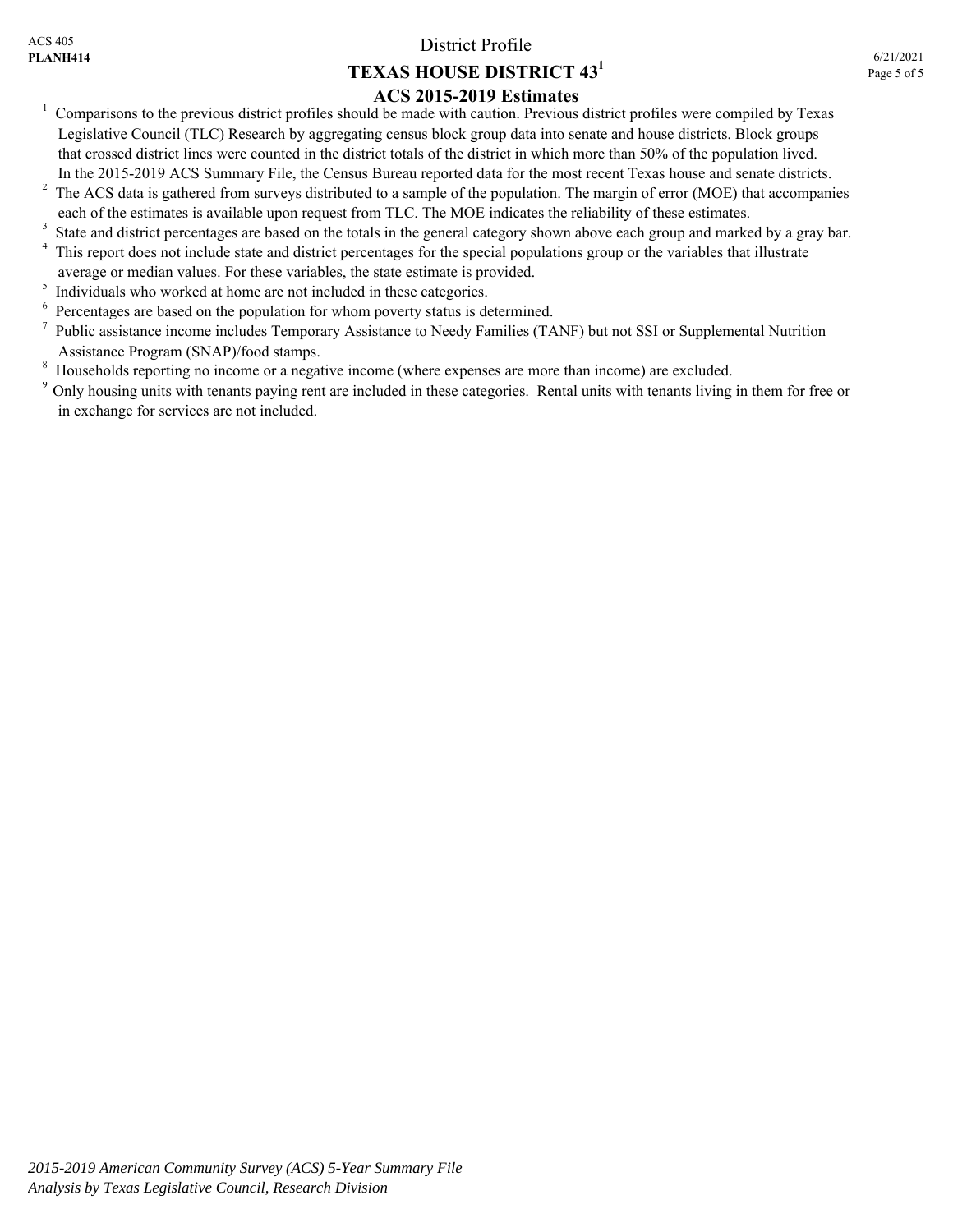# District Profile

## TEXAS HOUSE DISTRICT 43[1]

### ACS 2015-2019 Estimates

[1] Comparisons to the previous district profiles should be made with caution. Previous district profiles were compiled by Texas Legislative Council (TLC) Research by aggregating census block group data into senate and house districts. Block groups that crossed district lines were counted in the district totals of the district in which more than 50% of the population lived. In the 2015-2019 ACS Summary File, the Census Bureau reported data for the most recent Texas house and senate districts.

[2] The ACS data is gathered from surveys distributed to a sample of the population. The margin of error (MOE) that accompanies each of the estimates is available upon request from TLC. The MOE indicates the reliability of these estimates.

[3] State and district percentages are based on the totals in the general category shown above each group and marked by a gray bar.

[4] This report does not include state and district percentages for the special populations group or the variables that illustrate average or median values. For these variables, the state estimate is provided.

[5] Individuals who worked at home are not included in these categories.

[6] Percentages are based on the population for whom poverty status is determined.

[7] Public assistance income includes Temporary Assistance to Needy Families (TANF) but not SSI or Supplemental Nutrition Assistance Program (SNAP)/food stamps.

[8] Households reporting no income or a negative income (where expenses are more than income) are excluded.

[9] Only housing units with tenants paying rent are included in these categories. Rental units with tenants living in them for free or in exchange for services are not included.

*2015-2019 American Community Survey (ACS) 5-Year Summary File*
*Analysis by Texas Legislative Council, Research Division*